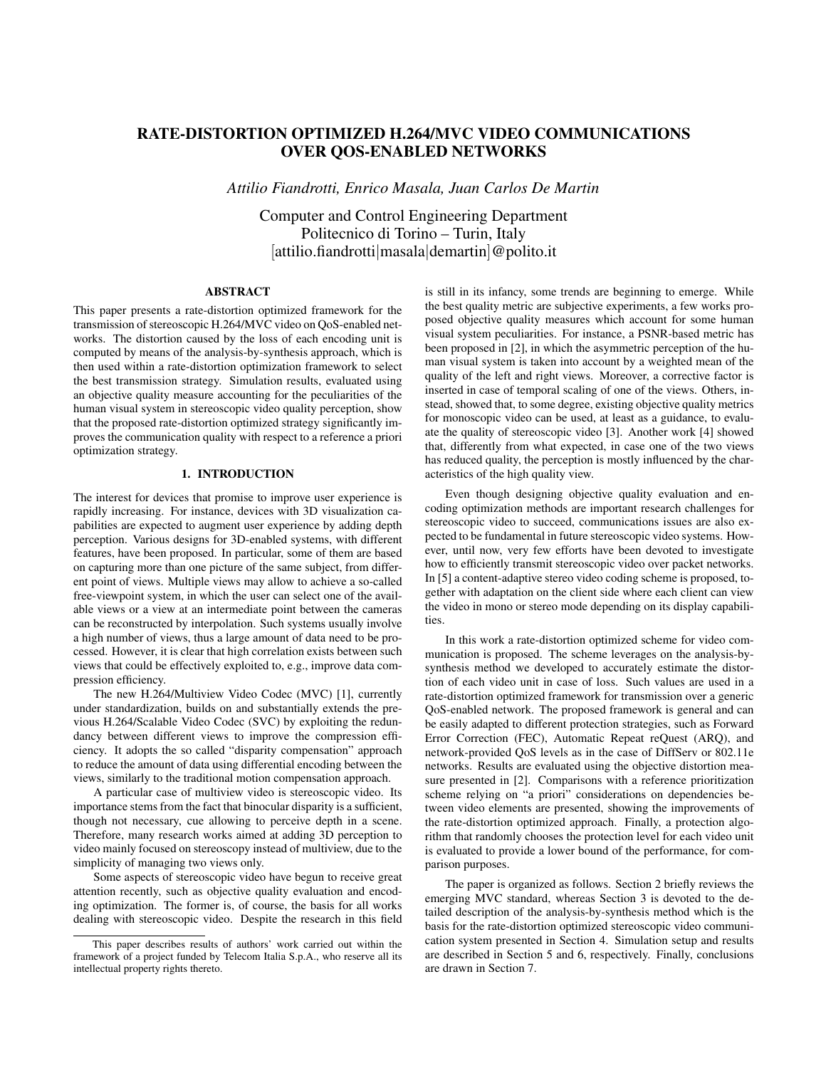# RATE-DISTORTION OPTIMIZED H.264/MVC VIDEO COMMUNICATIONS OVER QOS-ENABLED NETWORKS

*Attilio Fiandrotti, Enrico Masala, Juan Carlos De Martin*

Computer and Control Engineering Department
Politecnico di Torino – Turin, Italy
[attilio.fiandrotti|masala|demartin]@polito.it

## ABSTRACT

This paper presents a rate-distortion optimized framework for the transmission of stereoscopic H.264/MVC video on QoS-enabled networks. The distortion caused by the loss of each encoding unit is computed by means of the analysis-by-synthesis approach, which is then used within a rate-distortion optimization framework to select the best transmission strategy. Simulation results, evaluated using an objective quality measure accounting for the peculiarities of the human visual system in stereoscopic video quality perception, show that the proposed rate-distortion optimized strategy significantly improves the communication quality with respect to a reference a priori optimization strategy.

## 1. INTRODUCTION

The interest for devices that promise to improve user experience is rapidly increasing. For instance, devices with 3D visualization capabilities are expected to augment user experience by adding depth perception. Various designs for 3D-enabled systems, with different features, have been proposed. In particular, some of them are based on capturing more than one picture of the same subject, from different point of views. Multiple views may allow to achieve a so-called free-viewpoint system, in which the user can select one of the available views or a view at an intermediate point between the cameras can be reconstructed by interpolation. Such systems usually involve a high number of views, thus a large amount of data need to be processed. However, it is clear that high correlation exists between such views that could be effectively exploited to, e.g., improve data compression efficiency.

The new H.264/Multiview Video Codec (MVC) [1], currently under standardization, builds on and substantially extends the previous H.264/Scalable Video Codec (SVC) by exploiting the redundancy between different views to improve the compression efficiency. It adopts the so called "disparity compensation" approach to reduce the amount of data using differential encoding between the views, similarly to the traditional motion compensation approach.

A particular case of multiview video is stereoscopic video. Its importance stems from the fact that binocular disparity is a sufficient, though not necessary, cue allowing to perceive depth in a scene. Therefore, many research works aimed at adding 3D perception to video mainly focused on stereoscopy instead of multiview, due to the simplicity of managing two views only.

Some aspects of stereoscopic video have begun to receive great attention recently, such as objective quality evaluation and encoding optimization. The former is, of course, the basis for all works dealing with stereoscopic video. Despite the research in this field is still in its infancy, some trends are beginning to emerge. While the best quality metric are subjective experiments, a few works proposed objective quality measures which account for some human visual system peculiarities. For instance, a PSNR-based metric has been proposed in [2], in which the asymmetric perception of the human visual system is taken into account by a weighted mean of the quality of the left and right views. Moreover, a corrective factor is inserted in case of temporal scaling of one of the views. Others, instead, showed that, to some degree, existing objective quality metrics for monoscopic video can be used, at least as a guidance, to evaluate the quality of stereoscopic video [3]. Another work [4] showed that, differently from what expected, in case one of the two views has reduced quality, the perception is mostly influenced by the characteristics of the high quality view.

Even though designing objective quality evaluation and encoding optimization methods are important research challenges for stereoscopic video to succeed, communications issues are also expected to be fundamental in future stereoscopic video systems. However, until now, very few efforts have been devoted to investigate how to efficiently transmit stereoscopic video over packet networks. In [5] a content-adaptive stereo video coding scheme is proposed, together with adaptation on the client side where each client can view the video in mono or stereo mode depending on its display capabilities.

In this work a rate-distortion optimized scheme for video communication is proposed. The scheme leverages on the analysis-by-synthesis method we developed to accurately estimate the distortion of each video unit in case of loss. Such values are used in a rate-distortion optimized framework for transmission over a generic QoS-enabled network. The proposed framework is general and can be easily adapted to different protection strategies, such as Forward Error Correction (FEC), Automatic Repeat reQuest (ARQ), and network-provided QoS levels as in the case of DiffServ or 802.11e networks. Results are evaluated using the objective distortion measure presented in [2]. Comparisons with a reference prioritization scheme relying on "a priori" considerations on dependencies between video elements are presented, showing the improvements of the rate-distortion optimized approach. Finally, a protection algorithm that randomly chooses the protection level for each video unit is evaluated to provide a lower bound of the performance, for comparison purposes.

The paper is organized as follows. Section 2 briefly reviews the emerging MVC standard, whereas Section 3 is devoted to the detailed description of the analysis-by-synthesis method which is the basis for the rate-distortion optimized stereoscopic video communication system presented in Section 4. Simulation setup and results are described in Section 5 and 6, respectively. Finally, conclusions are drawn in Section 7.

---

This paper describes results of authors' work carried out within the framework of a project funded by Telecom Italia S.p.A., who reserve all its intellectual property rights thereto.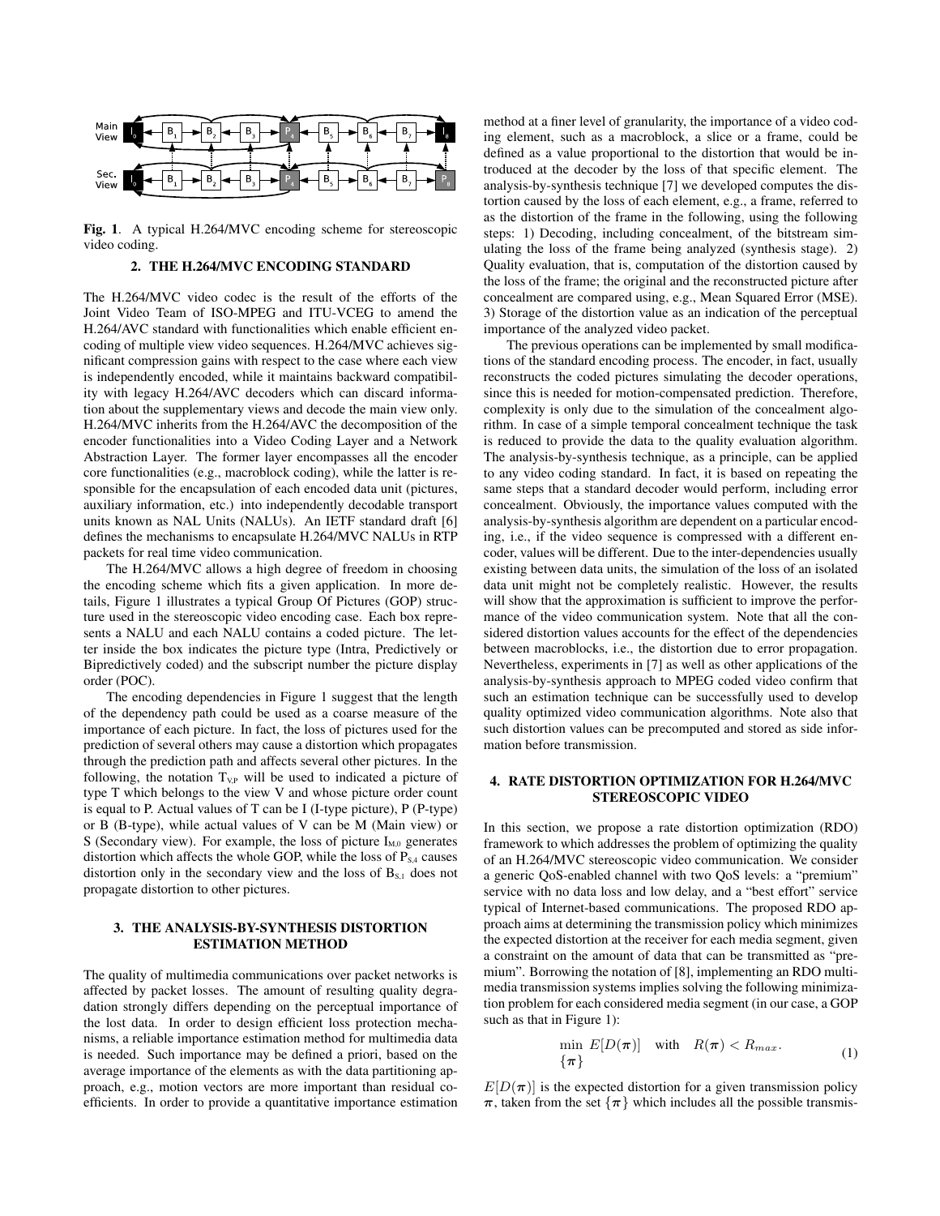Fig. 1. A typical H.264/MVC encoding scheme for stereoscopic video coding.

## 2. THE H.264/MVC ENCODING STANDARD

The H.264/MVC video codec is the result of the efforts of the Joint Video Team of ISO-MPEG and ITU-VCEG to amend the H.264/AVC standard with functionalities which enable efficient encoding of multiple view video sequences. H.264/MVC achieves significant compression gains with respect to the case where each view is independently encoded, while it maintains backward compatibility with legacy H.264/AVC decoders which can discard information about the supplementary views and decode the main view only. H.264/MVC inherits from the H.264/AVC the decomposition of the encoder functionalities into a Video Coding Layer and a Network Abstraction Layer. The former layer encompasses all the encoder core functionalities (e.g., macroblock coding), while the latter is responsible for the encapsulation of each encoded data unit (pictures, auxiliary information, etc.) into independently decodable transport units known as NAL Units (NALUs). An IETF standard draft [6] defines the mechanisms to encapsulate H.264/MVC NALUs in RTP packets for real time video communication.

The H.264/MVC allows a high degree of freedom in choosing the encoding scheme which fits a given application. In more details, Figure 1 illustrates a typical Group Of Pictures (GOP) structure used in the stereoscopic video encoding case. Each box represents a NALU and each NALU contains a coded picture. The letter inside the box indicates the picture type (Intra, Predictively or Bipredictively coded) and the subscript number the picture display order (POC).

The encoding dependencies in Figure 1 suggest that the length of the dependency path could be used as a coarse measure of the importance of each picture. In fact, the loss of pictures used for the prediction of several others may cause a distortion which propagates through the prediction path and affects several other pictures. In the following, the notation $T_{V,P}$ will be used to indicated a picture of type T which belongs to the view V and whose picture order count is equal to P. Actual values of T can be I (I-type picture), P (P-type) or B (B-type), while actual values of V can be M (Main view) or S (Secondary view). For example, the loss of picture $I_{M,0}$ generates distortion which affects the whole GOP, while the loss of $P_{S,4}$ causes distortion only in the secondary view and the loss of $B_{S,1}$ does not propagate distortion to other pictures.

## 3. THE ANALYSIS-BY-SYNTHESIS DISTORTION ESTIMATION METHOD

The quality of multimedia communications over packet networks is affected by packet losses. The amount of resulting quality degradation strongly differs depending on the perceptual importance of the lost data. In order to design efficient loss protection mechanisms, a reliable importance estimation method for multimedia data is needed. Such importance may be defined a priori, based on the average importance of the elements as with the data partitioning approach, e.g., motion vectors are more important than residual coefficients. In order to provide a quantitative importance estimation method at a finer level of granularity, the importance of a video coding element, such as a macroblock, a slice or a frame, could be defined as a value proportional to the distortion that would be introduced at the decoder by the loss of that specific element. The analysis-by-synthesis technique [7] we developed computes the distortion caused by the loss of each element, e.g., a frame, referred to as the distortion of the frame in the following, using the following steps: 1) Decoding, including concealment, of the bitstream simulating the loss of the frame being analyzed (synthesis stage). 2) Quality evaluation, that is, computation of the distortion caused by the loss of the frame; the original and the reconstructed picture after concealment are compared using, e.g., Mean Squared Error (MSE). 3) Storage of the distortion value as an indication of the perceptual importance of the analyzed video packet.

The previous operations can be implemented by small modifications of the standard encoding process. The encoder, in fact, usually reconstructs the coded pictures simulating the decoder operations, since this is needed for motion-compensated prediction. Therefore, complexity is only due to the simulation of the concealment algorithm. In case of a simple temporal concealment technique the task is reduced to provide the data to the quality evaluation algorithm. The analysis-by-synthesis technique, as a principle, can be applied to any video coding standard. In fact, it is based on repeating the same steps that a standard decoder would perform, including error concealment. Obviously, the importance values computed with the analysis-by-synthesis algorithm are dependent on a particular encoding, i.e., if the video sequence is compressed with a different encoder, values will be different. Due to the inter-dependencies usually existing between data units, the simulation of the loss of an isolated data unit might not be completely realistic. However, the results will show that the approximation is sufficient to improve the performance of the video communication system. Note that all the considered distortion values accounts for the effect of the dependencies between macroblocks, i.e., the distortion due to error propagation. Nevertheless, experiments in [7] as well as other applications of the analysis-by-synthesis approach to MPEG coded video confirm that such an estimation technique can be successfully used to develop quality optimized video communication algorithms. Note also that such distortion values can be precomputed and stored as side information before transmission.

## 4. RATE DISTORTION OPTIMIZATION FOR H.264/MVC STEREOSCOPIC VIDEO

In this section, we propose a rate distortion optimization (RDO) framework to which addresses the problem of optimizing the quality of an H.264/MVC stereoscopic video communication. We consider a generic QoS-enabled channel with two QoS levels: a "premium" service with no data loss and low delay, and a "best effort" service typical of Internet-based communications. The proposed RDO approach aims at determining the transmission policy which minimizes the expected distortion at the receiver for each media segment, given a constraint on the amount of data that can be transmitted as "premium". Borrowing the notation of [8], implementing an RDO multimedia transmission systems implies solving the following minimization problem for each considered media segment (in our case, a GOP such as that in Figure 1):

$$\min_{\{\boldsymbol{\pi}\}} \; E[D(\boldsymbol{\pi})] \quad \text{with} \quad R(\boldsymbol{\pi}) < R_{max}. \tag{1}$$

$E[D(\boldsymbol{\pi})]$ is the expected distortion for a given transmission policy $\boldsymbol{\pi}$, taken from the set $\{\boldsymbol{\pi}\}$ which includes all the possible transmis-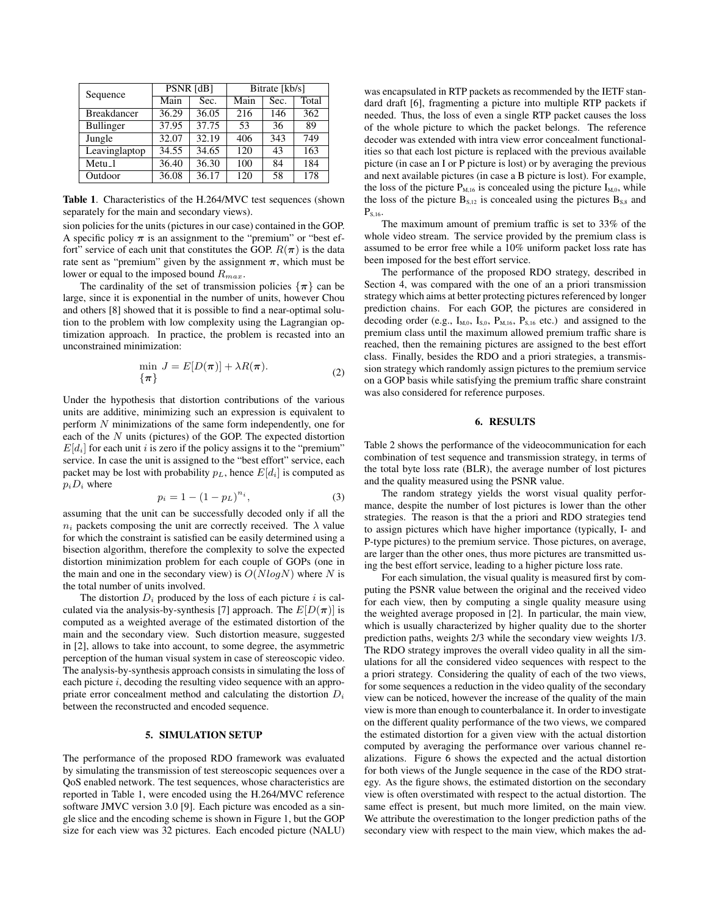| Sequence | PSNR [dB] | | Bitrate [kb/s] | | |
|---|---|---|---|---|---|
| | Main | Sec. | Main | Sec. | Total |
| Breakdancer | 36.29 | 36.05 | 216 | 146 | 362 |
| Bullinger | 37.95 | 37.75 | 53 | 36 | 89 |
| Jungle | 32.07 | 32.19 | 406 | 343 | 749 |
| Leavinglaptop | 34.55 | 34.65 | 120 | 43 | 163 |
| Metu_1 | 36.40 | 36.30 | 100 | 84 | 184 |
| Outdoor | 36.08 | 36.17 | 120 | 58 | 178 |

**Table 1**. Characteristics of the H.264/MVC test sequences (shown separately for the main and secondary views).

sion policies for the units (pictures in our case) contained in the GOP. A specific policy $\boldsymbol{\pi}$ is an assignment to the "premium" or "best effort" service of each unit that constitutes the GOP. $R(\boldsymbol{\pi})$ is the data rate sent as "premium" given by the assignment $\boldsymbol{\pi}$, which must be lower or equal to the imposed bound $R_{max}$.

The cardinality of the set of transmission policies $\{\boldsymbol{\pi}\}$ can be large, since it is exponential in the number of units, however Chou and others [8] showed that it is possible to find a near-optimal solution to the problem with low complexity using the Lagrangian optimization approach. In practice, the problem is recasted into an unconstrained minimization:

$$\min_{\{\boldsymbol{\pi}\}} \; J = E[D(\boldsymbol{\pi})] + \lambda R(\boldsymbol{\pi}). \tag{2}$$

Under the hypothesis that distortion contributions of the various units are additive, minimizing such an expression is equivalent to perform $N$ minimizations of the same form independently, one for each of the $N$ units (pictures) of the GOP. The expected distortion $E[d_i]$ for each unit $i$ is zero if the policy assigns it to the "premium" service. In case the unit is assigned to the "best effort" service, each packet may be lost with probability $p_L$, hence $E[d_i]$ is computed as $p_i D_i$ where

$$p_i = 1 - (1 - p_L)^{n_i}, \tag{3}$$

assuming that the unit can be successfully decoded only if all the $n_i$ packets composing the unit are correctly received. The $\lambda$ value for which the constraint is satisfied can be easily determined using a bisection algorithm, therefore the complexity to solve the expected distortion minimization problem for each couple of GOPs (one in the main and one in the secondary view) is $O(NlogN)$ where $N$ is the total number of units involved.

The distortion $D_i$ produced by the loss of each picture $i$ is calculated via the analysis-by-synthesis [7] approach. The $E[D(\boldsymbol{\pi})]$ is computed as a weighted average of the estimated distortion of the main and the secondary view. Such distortion measure, suggested in [2], allows to take into account, to some degree, the asymmetric perception of the human visual system in case of stereoscopic video. The analysis-by-synthesis approach consists in simulating the loss of each picture $i$, decoding the resulting video sequence with an appropriate error concealment method and calculating the distortion $D_i$ between the reconstructed and encoded sequence.

## 5. SIMULATION SETUP

The performance of the proposed RDO framework was evaluated by simulating the transmission of test stereoscopic sequences over a QoS enabled network. The test sequences, whose characteristics are reported in Table 1, were encoded using the H.264/MVC reference software JMVC version 3.0 [9]. Each picture was encoded as a single slice and the encoding scheme is shown in Figure 1, but the GOP size for each view was 32 pictures. Each encoded picture (NALU) was encapsulated in RTP packets as recommended by the IETF standard draft [6], fragmenting a picture into multiple RTP packets if needed. Thus, the loss of even a single RTP packet causes the loss of the whole picture to which the packet belongs. The reference decoder was extended with intra view error concealment functionalities so that each lost picture is replaced with the previous available picture (in case an I or P picture is lost) or by averaging the previous and next available pictures (in case a B picture is lost). For example, the loss of the picture $P_{M,16}$ is concealed using the picture $I_{M,0}$, while the loss of the picture $B_{S,12}$ is concealed using the pictures $B_{S,8}$ and $P_{S,16}$.

The maximum amount of premium traffic is set to 33% of the whole video stream. The service provided by the premium class is assumed to be error free while a 10% uniform packet loss rate has been imposed for the best effort service.

The performance of the proposed RDO strategy, described in Section 4, was compared with the one of an a priori transmission strategy which aims at better protecting pictures referenced by longer prediction chains. For each GOP, the pictures are considered in decoding order (e.g., $I_{M,0}$, $I_{S,0}$, $P_{M,16}$, $P_{S,16}$ etc.) and assigned to the premium class until the maximum allowed premium traffic share is reached, then the remaining pictures are assigned to the best effort class. Finally, besides the RDO and a priori strategies, a transmission strategy which randomly assign pictures to the premium service on a GOP basis while satisfying the premium traffic share constraint was also considered for reference purposes.

## 6. RESULTS

Table 2 shows the performance of the videocommunication for each combination of test sequence and transmission strategy, in terms of the total byte loss rate (BLR), the average number of lost pictures and the quality measured using the PSNR value.

The random strategy yields the worst visual quality performance, despite the number of lost pictures is lower than the other strategies. The reason is that the a priori and RDO strategies tend to assign pictures which have higher importance (typically, I- and P-type pictures) to the premium service. Those pictures, on average, are larger than the other ones, thus more pictures are transmitted using the best effort service, leading to a higher picture loss rate.

For each simulation, the visual quality is measured first by computing the PSNR value between the original and the received video for each view, then by computing a single quality measure using the weighted average proposed in [2]. In particular, the main view, which is usually characterized by higher quality due to the shorter prediction paths, weights 2/3 while the secondary view weights 1/3. The RDO strategy improves the overall video quality in all the simulations for all the considered video sequences with respect to the a priori strategy. Considering the quality of each of the two views, for some sequences a reduction in the video quality of the secondary view can be noticed, however the increase of the quality of the main view is more than enough to counterbalance it. In order to investigate on the different quality performance of the two views, we compared the estimated distortion for a given view with the actual distortion computed by averaging the performance over various channel realizations. Figure 6 shows the expected and the actual distortion for both views of the Jungle sequence in the case of the RDO strategy. As the figure shows, the estimated distortion on the secondary view is often overstimated with respect to the actual distortion. The same effect is present, but much more limited, on the main view. We attribute the overestimation to the longer prediction paths of the secondary view with respect to the main view, which makes the ad-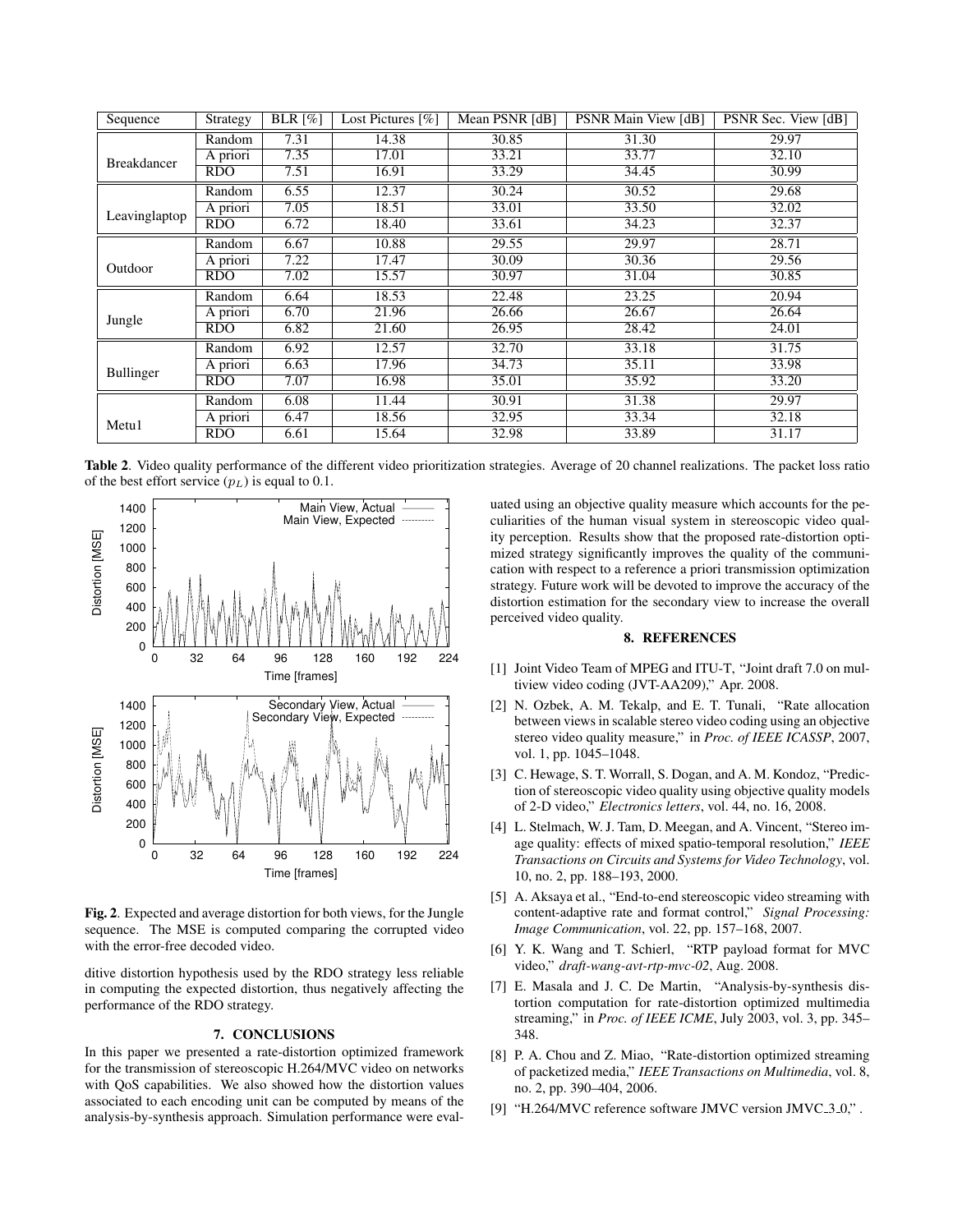| Sequence | Strategy | BLR [%] | Lost Pictures [%] | Mean PSNR [dB] | PSNR Main View [dB] | PSNR Sec. View [dB] |
|---|---|---|---|---|---|---|
| Breakdancer | Random | 7.31 | 14.38 | 30.85 | 31.30 | 29.97 |
| | A priori | 7.35 | 17.01 | 33.21 | 33.77 | 32.10 |
| | RDO | 7.51 | 16.91 | 33.29 | 34.45 | 30.99 |
| Leavinglaptop | Random | 6.55 | 12.37 | 30.24 | 30.52 | 29.68 |
| | A priori | 7.05 | 18.51 | 33.01 | 33.50 | 32.02 |
| | RDO | 6.72 | 18.40 | 33.61 | 34.23 | 32.37 |
| Outdoor | Random | 6.67 | 10.88 | 29.55 | 29.97 | 28.71 |
| | A priori | 7.22 | 17.47 | 30.09 | 30.36 | 29.56 |
| | RDO | 7.02 | 15.57 | 30.97 | 31.04 | 30.85 |
| Jungle | Random | 6.64 | 18.53 | 22.48 | 23.25 | 20.94 |
| | A priori | 6.70 | 21.96 | 26.66 | 26.67 | 26.64 |
| | RDO | 6.82 | 21.60 | 26.95 | 28.42 | 24.01 |
| Bullinger | Random | 6.92 | 12.57 | 32.70 | 33.18 | 31.75 |
| | A priori | 6.63 | 17.96 | 34.73 | 35.11 | 33.98 |
| | RDO | 7.07 | 16.98 | 35.01 | 35.92 | 33.20 |
| Metu1 | Random | 6.08 | 11.44 | 30.91 | 31.38 | 29.97 |
| | A priori | 6.47 | 18.56 | 32.95 | 33.34 | 32.18 |
| | RDO | 6.61 | 15.64 | 32.98 | 33.89 | 31.17 |

**Table 2**. Video quality performance of the different video prioritization strategies. Average of 20 channel realizations. The packet loss ratio of the best effort service ($p_L$) is equal to 0.1.

Main View, Actual
Main View, Expected
Distortion [MSE]
0
200
400
600
800
1000
1200
1400
Time [frames]
0 32 64 96 128 160 192 224

Secondary View, Actual
Secondary View, Expected
Distortion [MSE]
0
200
400
600
800
1000
1200
1400
Time [frames]
0 32 64 96 128 160 192 224

**Fig. 2**. Expected and average distortion for both views, for the Jungle sequence. The MSE is computed comparing the corrupted video with the error-free decoded video.

ditive distortion hypothesis used by the RDO strategy less reliable in computing the expected distortion, thus negatively affecting the performance of the RDO strategy.

## 7. CONCLUSIONS

In this paper we presented a rate-distortion optimized framework for the transmission of stereoscopic H.264/MVC video on networks with QoS capabilities. We also showed how the distortion values associated to each encoding unit can be computed by means of the analysis-by-synthesis approach. Simulation performance were evaluated using an objective quality measure which accounts for the peculiarities of the human visual system in stereoscopic video quality perception. Results show that the proposed rate-distortion optimized strategy significantly improves the quality of the communication with respect to a reference a priori transmission optimization strategy. Future work will be devoted to improve the accuracy of the distortion estimation for the secondary view to increase the overall perceived video quality.

## 8. REFERENCES

[1] Joint Video Team of MPEG and ITU-T, "Joint draft 7.0 on multiview video coding (JVT-AA209)," Apr. 2008.

[2] N. Ozbek, A. M. Tekalp, and E. T. Tunali, "Rate allocation between views in scalable stereo video coding using an objective stereo video quality measure," in *Proc. of IEEE ICASSP*, 2007, vol. 1, pp. 1045–1048.

[3] C. Hewage, S. T. Worrall, S. Dogan, and A. M. Kondoz, "Prediction of stereoscopic video quality using objective quality models of 2-D video," *Electronics letters*, vol. 44, no. 16, 2008.

[4] L. Stelmach, W. J. Tam, D. Meegan, and A. Vincent, "Stereo image quality: effects of mixed spatio-temporal resolution," *IEEE Transactions on Circuits and Systems for Video Technology*, vol. 10, no. 2, pp. 188–193, 2000.

[5] A. Aksaya et al., "End-to-end stereoscopic video streaming with content-adaptive rate and format control," *Signal Processing: Image Communication*, vol. 22, pp. 157–168, 2007.

[6] Y. K. Wang and T. Schierl, "RTP payload format for MVC video," *draft-wang-avt-rtp-mvc-02*, Aug. 2008.

[7] E. Masala and J. C. De Martin, "Analysis-by-synthesis distortion computation for rate-distortion optimized multimedia streaming," in *Proc. of IEEE ICME*, July 2003, vol. 3, pp. 345–348.

[8] P. A. Chou and Z. Miao, "Rate-distortion optimized streaming of packetized media," *IEEE Transactions on Multimedia*, vol. 8, no. 2, pp. 390–404, 2006.

[9] "H.264/MVC reference software JMVC version JMVC_3_0," .